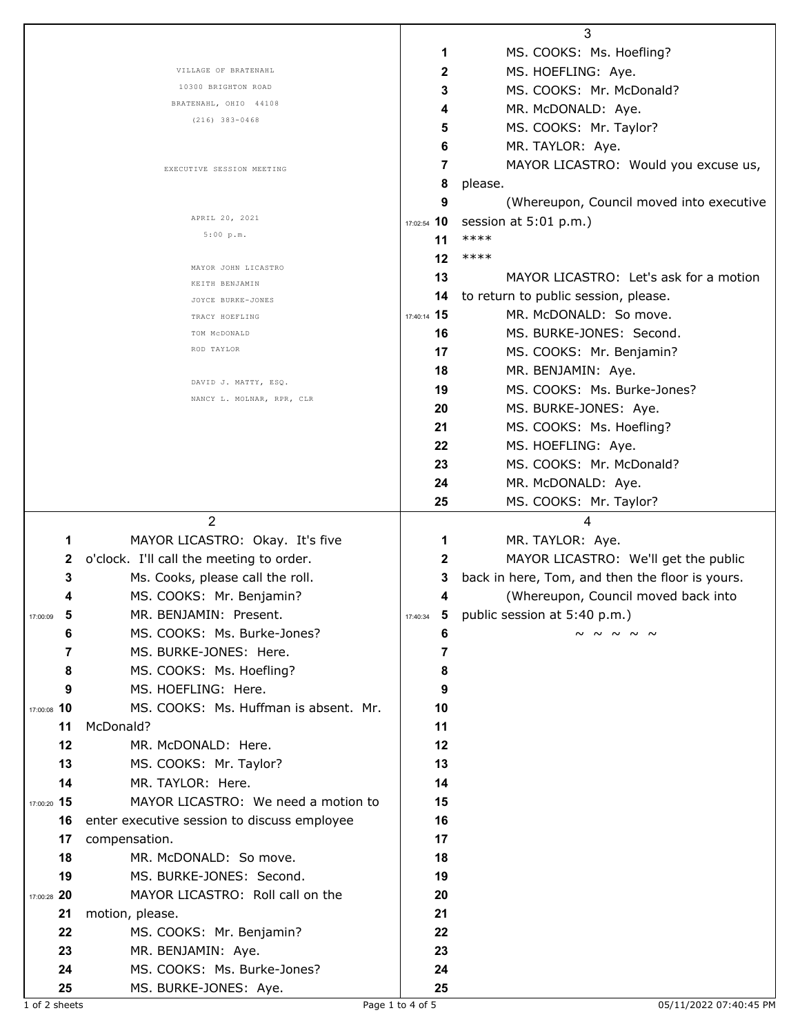VILLAGE OF BRATENAHL
10300 BRIGHTON ROAD
BRATENAHL, OHIO 44108
(216) 383-0468

EXECUTIVE SESSION MEETING

APRIL 20, 2021
5:00 p.m.

MAYOR JOHN LICASTRO
KEITH BENJAMIN
JOYCE BURKE-JONES
TRACY HOEFLING
TOM McDONALD
ROD TAYLOR

DAVID J. MATTY, ESQ.
NANCY L. MOLNAR, RPR, CLR

---

MAYOR LICASTRO: Okay. It's five o'clock. I'll call the meeting to order.

Ms. Cooks, please call the roll.

MS. COOKS: Mr. Benjamin?

MR. BENJAMIN: Present.

MS. COOKS: Ms. Burke-Jones?

MS. BURKE-JONES: Here.

MS. COOKS: Ms. Hoefling?

MS. HOEFLING: Here.

MS. COOKS: Ms. Huffman is absent. Mr. McDonald?

MR. McDONALD: Here.

MS. COOKS: Mr. Taylor?

MR. TAYLOR: Here.

MAYOR LICASTRO: We need a motion to enter executive session to discuss employee compensation.

MR. McDONALD: So move.

MS. BURKE-JONES: Second.

MAYOR LICASTRO: Roll call on the motion, please.

MS. COOKS: Mr. Benjamin?

MR. BENJAMIN: Aye.

MS. COOKS: Ms. Burke-Jones?

MS. BURKE-JONES: Aye.

MS. COOKS: Ms. Hoefling?

MS. HOEFLING: Aye.

MS. COOKS: Mr. McDonald?

MR. McDONALD: Aye.

MS. COOKS: Mr. Taylor?

MR. TAYLOR: Aye.

MAYOR LICASTRO: Would you excuse us, please.

(Whereupon, Council moved into executive session at 5:01 p.m.)

****

****

MAYOR LICASTRO: Let's ask for a motion to return to public session, please.

MR. McDONALD: So move.

MS. BURKE-JONES: Second.

MS. COOKS: Mr. Benjamin?

MR. BENJAMIN: Aye.

MS. COOKS: Ms. Burke-Jones?

MS. BURKE-JONES: Aye.

MS. COOKS: Ms. Hoefling?

MS. HOEFLING: Aye.

MS. COOKS: Mr. McDonald?

MR. McDONALD: Aye.

MS. COOKS: Mr. Taylor?

MR. TAYLOR: Aye.

MAYOR LICASTRO: We'll get the public back in here, Tom, and then the floor is yours.

(Whereupon, Council moved back into public session at 5:40 p.m.)

~ ~ ~ ~ ~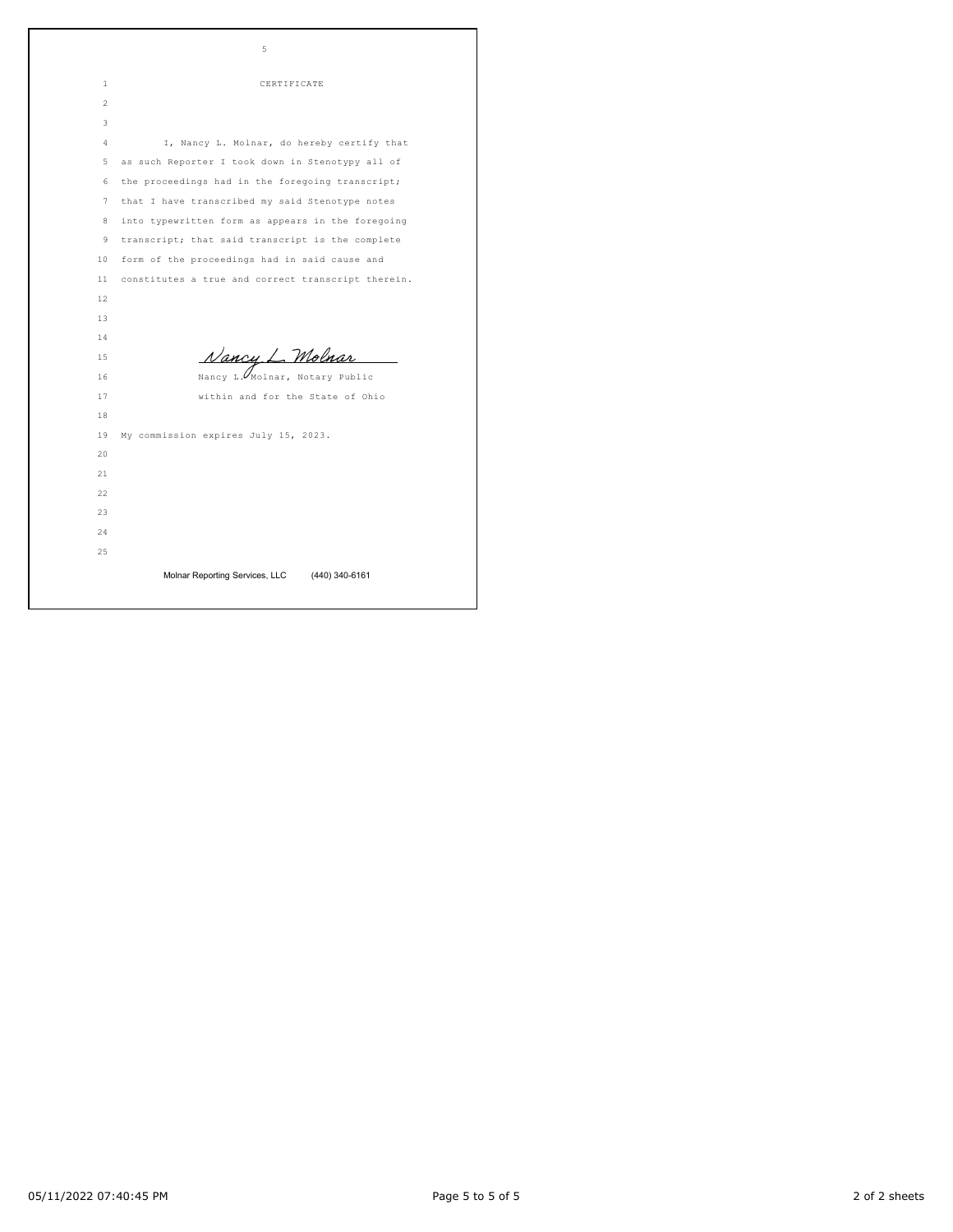# CERTIFICATE

I, Nancy L. Molnar, do hereby certify that as such Reporter I took down in Stenotypy all of the proceedings had in the foregoing transcript; that I have transcribed my said Stenotype notes into typewritten form as appears in the foregoing transcript; that said transcript is the complete form of the proceedings had in said cause and constitutes a true and correct transcript therein.

*Nancy L. Molnar*

Nancy L. Molnar, Notary Public
within and for the State of Ohio

My commission expires July 15, 2023.

Molnar Reporting Services, LLC (440) 340-6161